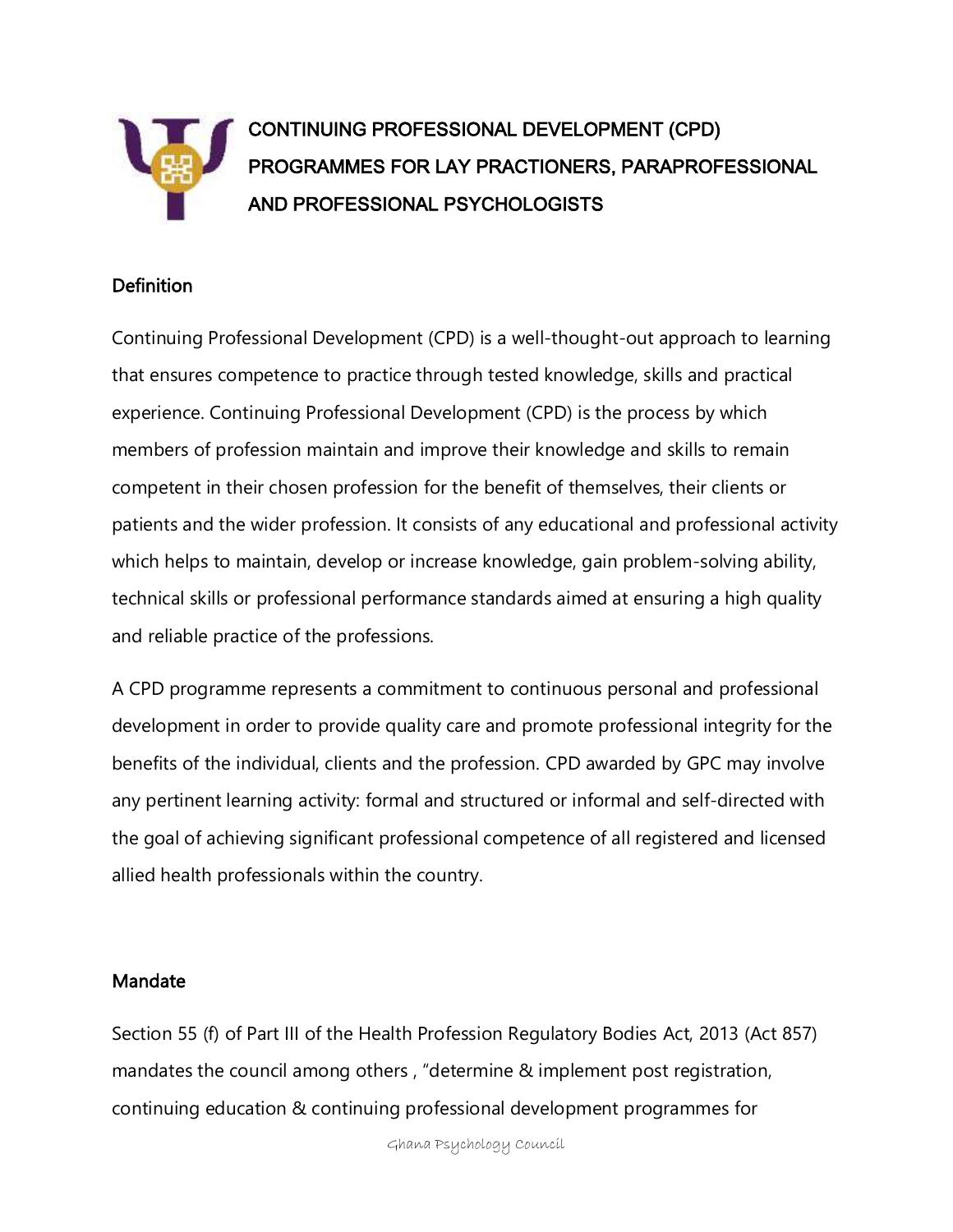# CONTINUING PROFESSIONAL DEVELOPMENT (CPD) PROGRAMMES FOR LAY PRACTIONERS, PARAPROFESSIONAL AND PROFESSIONAL PSYCHOLOGISTS

## Definition

Continuing Professional Development (CPD) is a well-thought-out approach to learning that ensures competence to practice through tested knowledge, skills and practical experience. Continuing Professional Development (CPD) is the process by which members of profession maintain and improve their knowledge and skills to remain competent in their chosen profession for the benefit of themselves, their clients or patients and the wider profession. It consists of any educational and professional activity which helps to maintain, develop or increase knowledge, gain problem-solving ability, technical skills or professional performance standards aimed at ensuring a high quality and reliable practice of the professions.

A CPD programme represents a commitment to continuous personal and professional development in order to provide quality care and promote professional integrity for the benefits of the individual, clients and the profession. CPD awarded by GPC may involve any pertinent learning activity: formal and structured or informal and self-directed with the goal of achieving significant professional competence of all registered and licensed allied health professionals within the country.

## Mandate

Section 55 (f) of Part III of the Health Profession Regulatory Bodies Act, 2013 (Act 857) mandates the council among others , "determine & implement post registration, continuing education & continuing professional development programmes for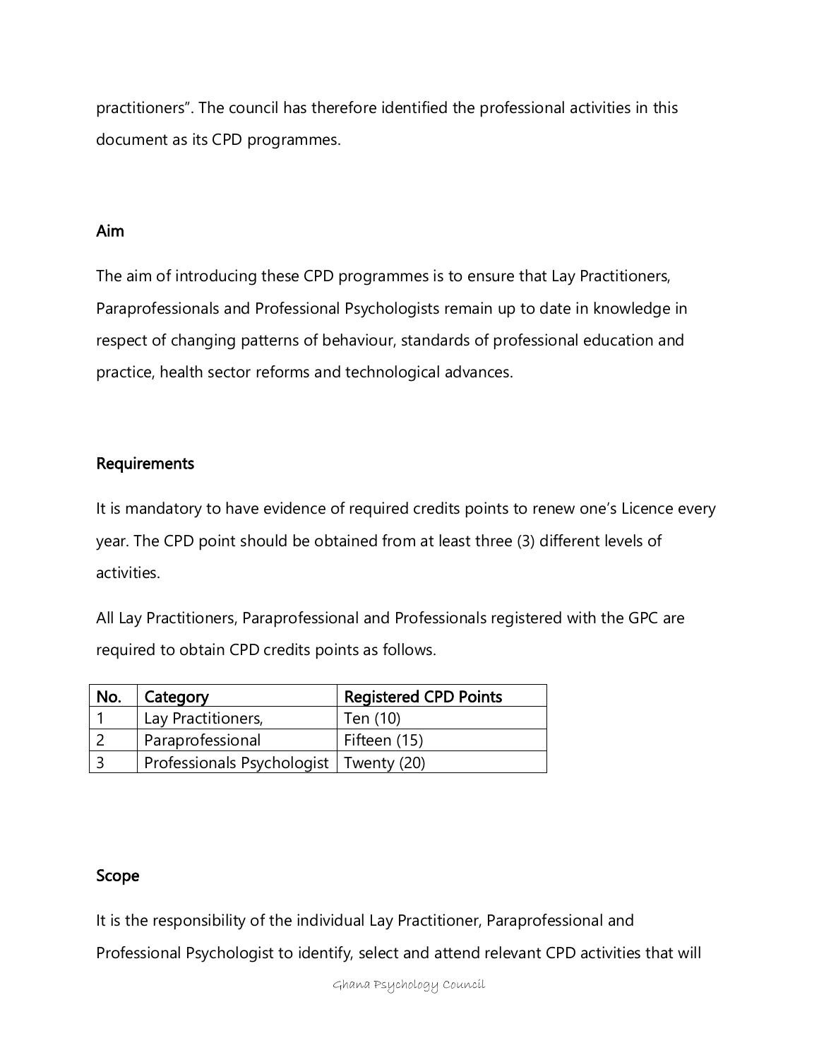practitioners". The council has therefore identified the professional activities in this document as its CPD programmes.

## Aim

The aim of introducing these CPD programmes is to ensure that Lay Practitioners, Paraprofessionals and Professional Psychologists remain up to date in knowledge in respect of changing patterns of behaviour, standards of professional education and practice, health sector reforms and technological advances.

## Requirements

It is mandatory to have evidence of required credits points to renew one's Licence every year. The CPD point should be obtained from at least three (3) different levels of activities.

All Lay Practitioners, Paraprofessional and Professionals registered with the GPC are required to obtain CPD credits points as follows.

| No. | Category | Registered CPD Points |
|---|---|---|
| 1 | Lay Practitioners, | Ten (10) |
| 2 | Paraprofessional | Fifteen (15) |
| 3 | Professionals Psychologist | Twenty (20) |

## Scope

It is the responsibility of the individual Lay Practitioner, Paraprofessional and Professional Psychologist to identify, select and attend relevant CPD activities that will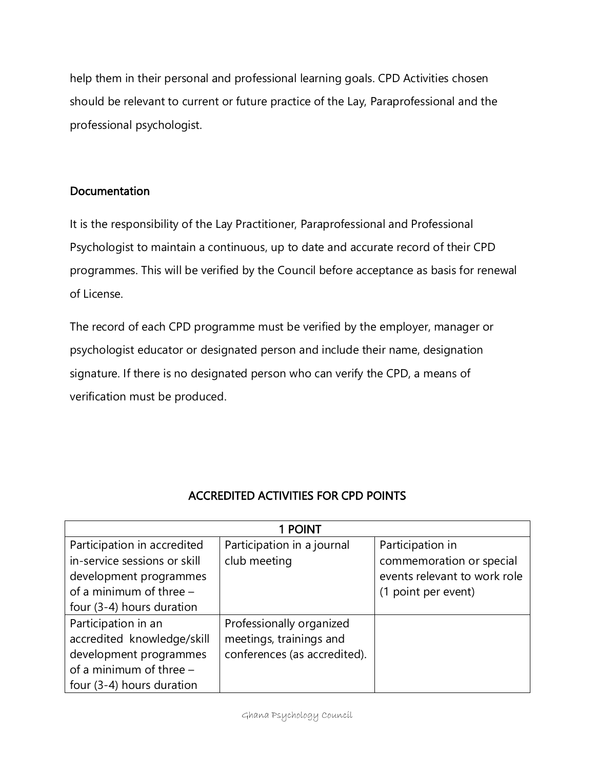help them in their personal and professional learning goals. CPD Activities chosen should be relevant to current or future practice of the Lay, Paraprofessional and the professional psychologist.

**Documentation**

It is the responsibility of the Lay Practitioner, Paraprofessional and Professional Psychologist to maintain a continuous, up to date and accurate record of their CPD programmes. This will be verified by the Council before acceptance as basis for renewal of License.

The record of each CPD programme must be verified by the employer, manager or psychologist educator or designated person and include their name, designation signature. If there is no designated person who can verify the CPD, a means of verification must be produced.

## ACCREDITED ACTIVITIES FOR CPD POINTS

| 1 POINT | | |
|---|---|---|
| Participation in accredited in-service sessions or skill development programmes of a minimum of three – four (3-4) hours duration | Participation in a journal club meeting | Participation in commemoration or special events relevant to work role (1 point per event) |
| Participation in an accredited knowledge/skill development programmes of a minimum of three – four (3-4) hours duration | Professionally organized meetings, trainings and conferences (as accredited). | |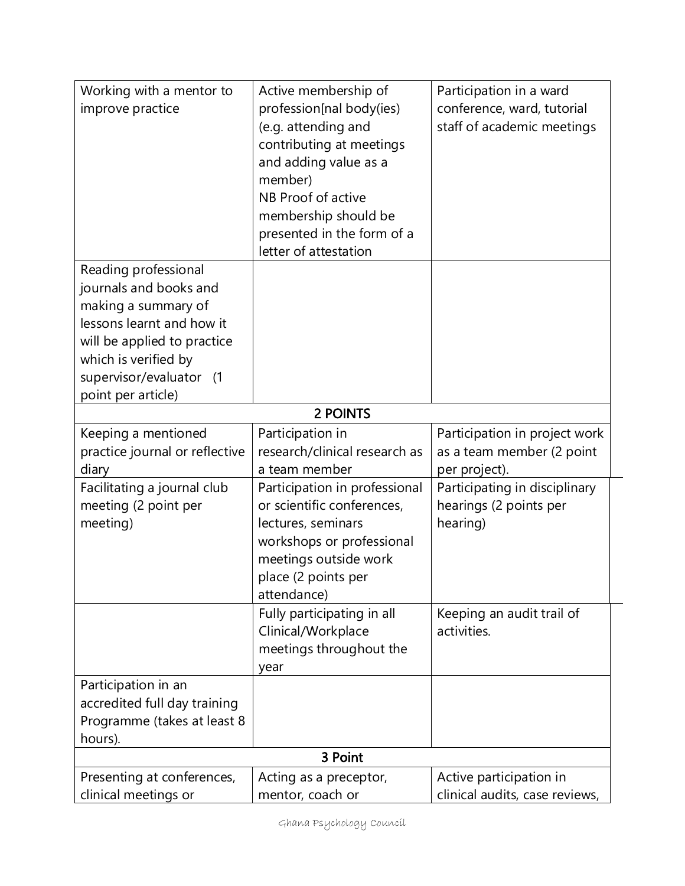| | | |
|---|---|---|
| Working with a mentor to improve practice | Active membership of profession[nal body(ies) (e.g. attending and contributing at meetings and adding value as a member)<br>NB Proof of active membership should be presented in the form of a letter of attestation | Participation in a ward conference, ward, tutorial staff of academic meetings |
| Reading professional journals and books and making a summary of lessons learnt and how it will be applied to practice which is verified by supervisor/evaluator (1 point per article) | | |
| | **2 POINTS** | |
| Keeping a mentioned practice journal or reflective diary | Participation in research/clinical research as a team member | Participation in project work as a team member (2 point per project). |
| Facilitating a journal club meeting (2 point per meeting) | Participation in professional or scientific conferences, lectures, seminars workshops or professional meetings outside work place (2 points per attendance) | Participating in disciplinary hearings (2 points per hearing) |
| | Fully participating in all Clinical/Workplace meetings throughout the year | Keeping an audit trail of activities. |
| Participation in an accredited full day training Programme (takes at least 8 hours). | | |
| | **3 Point** | |
| Presenting at conferences, clinical meetings or | Acting as a preceptor, mentor, coach or | Active participation in clinical audits, case reviews, |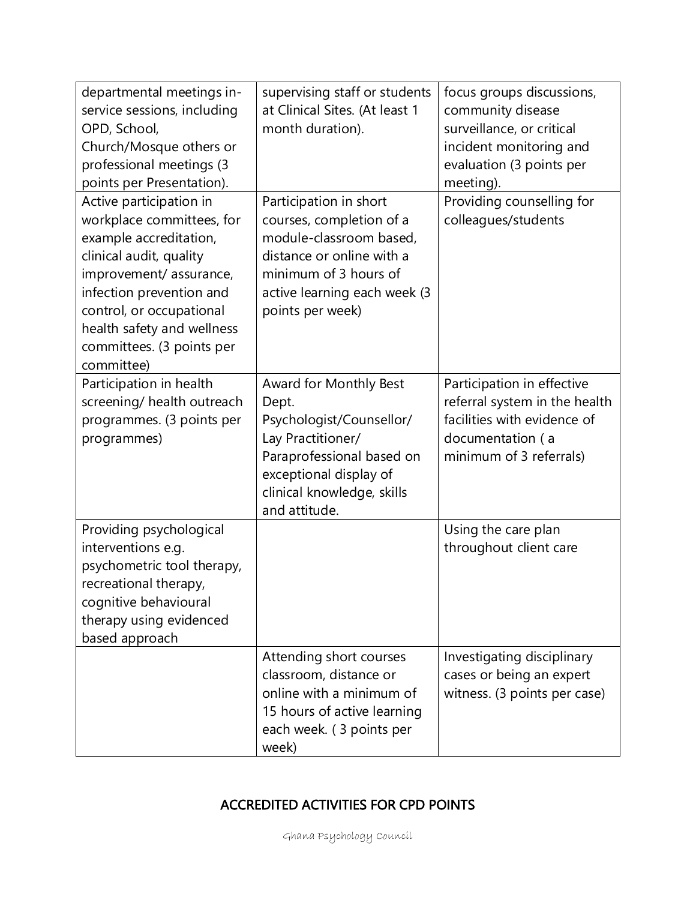| | | |
|---|---|---|
| departmental meetings in-service sessions, including OPD, School, Church/Mosque others or professional meetings (3 points per Presentation). | supervising staff or students at Clinical Sites. (At least 1 month duration). | focus groups discussions, community disease surveillance, or critical incident monitoring and evaluation (3 points per meeting). |
| Active participation in workplace committees, for example accreditation, clinical audit, quality improvement/ assurance, infection prevention and control, or occupational health safety and wellness committees. (3 points per committee) | Participation in short courses, completion of a module-classroom based, distance or online with a minimum of 3 hours of active learning each week (3 points per week) | Providing counselling for colleagues/students |
| Participation in health screening/ health outreach programmes. (3 points per programmes) | Award for Monthly Best Dept. Psychologist/Counsellor/ Lay Practitioner/ Paraprofessional based on exceptional display of clinical knowledge, skills and attitude. | Participation in effective referral system in the health facilities with evidence of documentation ( a minimum of 3 referrals) |
| Providing psychological interventions e.g. psychometric tool therapy, recreational therapy, cognitive behavioural therapy using evidenced based approach | | Using the care plan throughout client care |
| | Attending short courses classroom, distance or online with a minimum of 15 hours of active learning each week. ( 3 points per week) | Investigating disciplinary cases or being an expert witness. (3 points per case) |

## ACCREDITED ACTIVITIES FOR CPD POINTS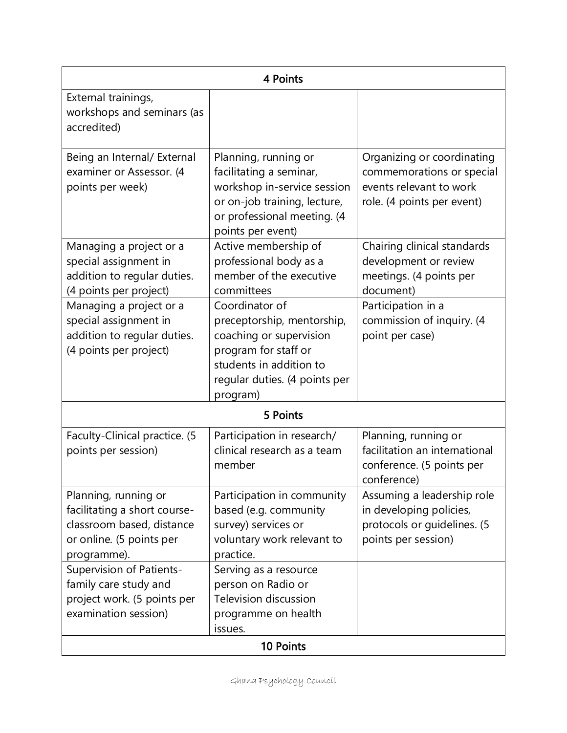| 4 Points | | |
|---|---|---|
| External trainings, workshops and seminars (as accredited) | | |
| Being an Internal/ External examiner or Assessor. (4 points per week) | Planning, running or facilitating a seminar, workshop in-service session or on-job training, lecture, or professional meeting. (4 points per event) | Organizing or coordinating commemorations or special events relevant to work role. (4 points per event) |
| Managing a project or a special assignment in addition to regular duties. (4 points per project) | Active membership of professional body as a member of the executive committees | Chairing clinical standards development or review meetings. (4 points per document) |
| Managing a project or a special assignment in addition to regular duties. (4 points per project) | Coordinator of preceptorship, mentorship, coaching or supervision program for staff or students in addition to regular duties. (4 points per program) | Participation in a commission of inquiry. (4 point per case) |
| **5 Points** | | |
| Faculty-Clinical practice. (5 points per session) | Participation in research/ clinical research as a team member | Planning, running or facilitation an international conference. (5 points per conference) |
| Planning, running or facilitating a short course-classroom based, distance or online. (5 points per programme). | Participation in community based (e.g. community survey) services or voluntary work relevant to practice. | Assuming a leadership role in developing policies, protocols or guidelines. (5 points per session) |
| Supervision of Patients-family care study and project work. (5 points per examination session) | Serving as a resource person on Radio or Television discussion programme on health issues. | |
| **10 Points** | | |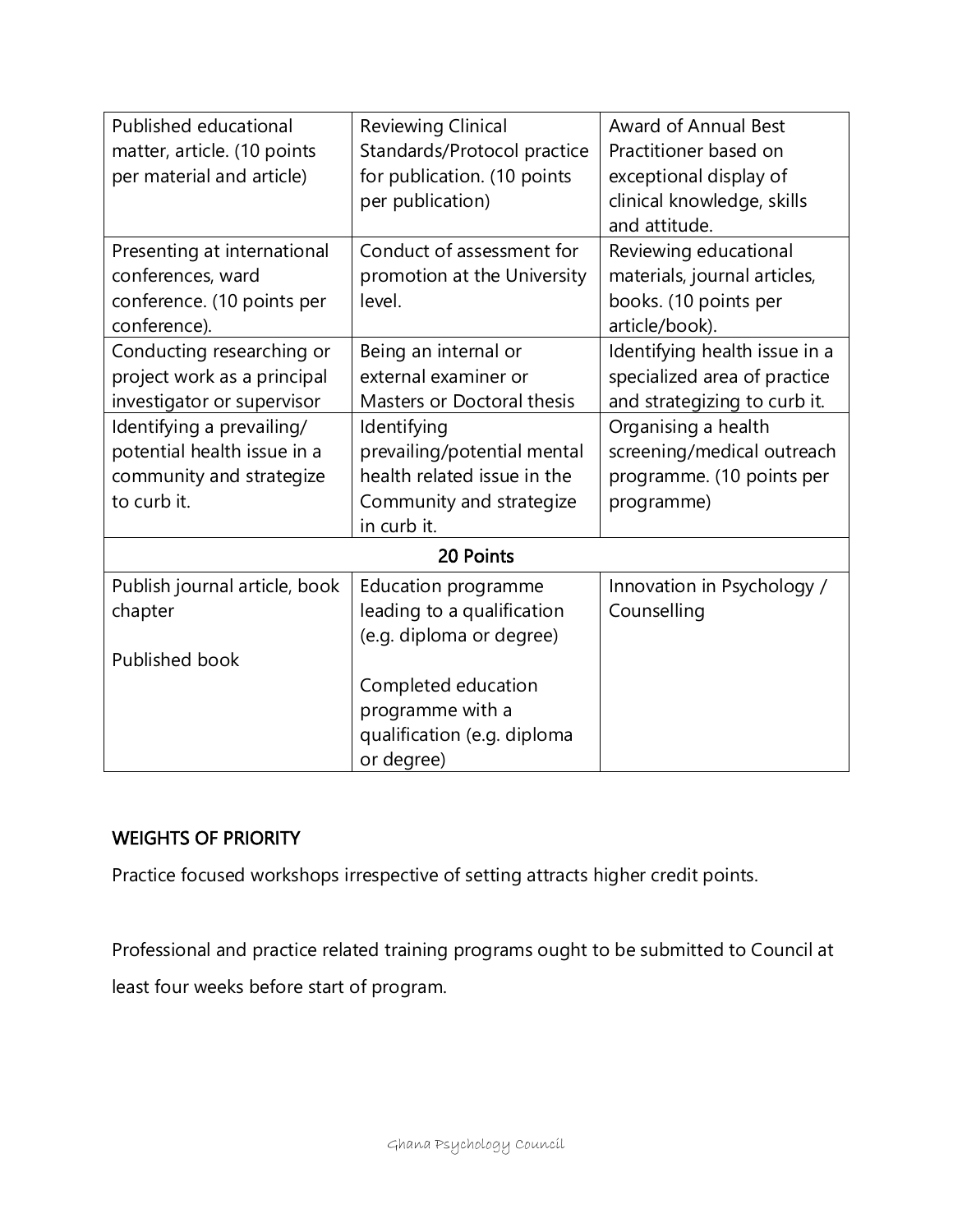| | | |
|---|---|---|
| Published educational matter, article. (10 points per material and article) | Reviewing Clinical Standards/Protocol practice for publication. (10 points per publication) | Award of Annual Best Practitioner based on exceptional display of clinical knowledge, skills and attitude. |
| Presenting at international conferences, ward conference. (10 points per conference). | Conduct of assessment for promotion at the University level. | Reviewing educational materials, journal articles, books. (10 points per article/book). |
| Conducting researching or project work as a principal investigator or supervisor | Being an internal or external examiner or Masters or Doctoral thesis | Identifying health issue in a specialized area of practice and strategizing to curb it. |
| Identifying a prevailing/ potential health issue in a community and strategize to curb it. | Identifying prevailing/potential mental health related issue in the Community and strategize in curb it. | Organising a health screening/medical outreach programme. (10 points per programme) |
| **20 Points** | | |
| Publish journal article, book chapter<br><br>Published book | Education programme leading to a qualification (e.g. diploma or degree)<br><br>Completed education programme with a qualification (e.g. diploma or degree) | Innovation in Psychology / Counselling |

## WEIGHTS OF PRIORITY

Practice focused workshops irrespective of setting attracts higher credit points.

Professional and practice related training programs ought to be submitted to Council at least four weeks before start of program.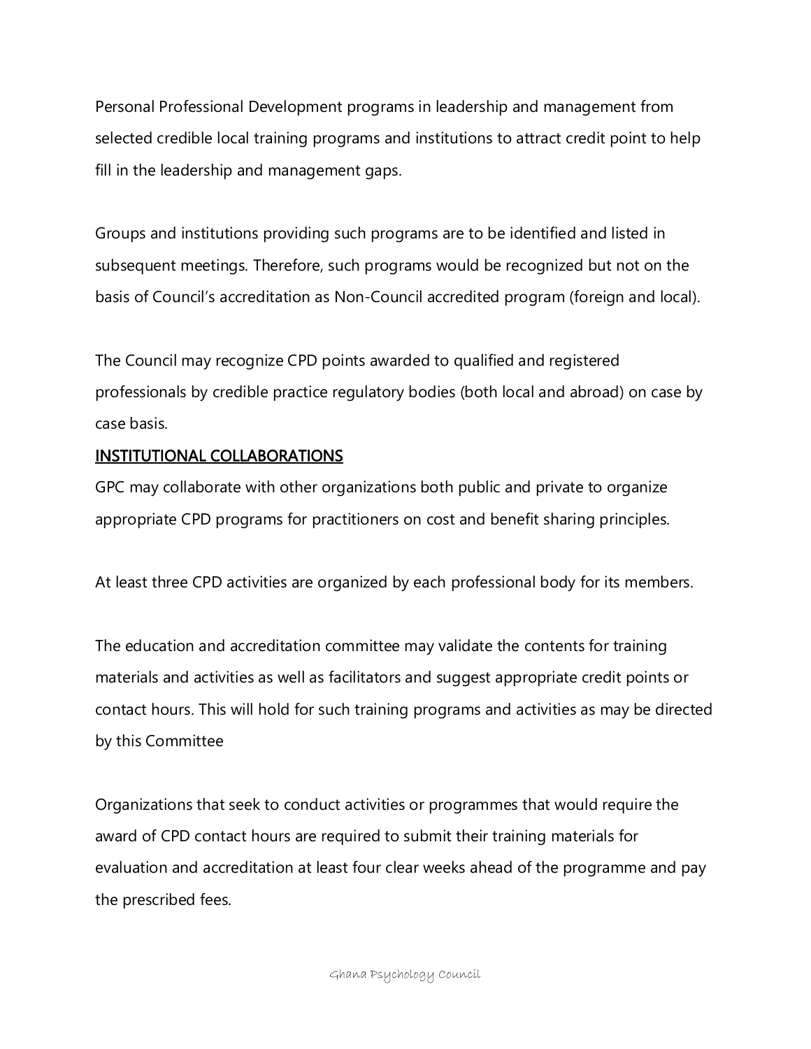Personal Professional Development programs in leadership and management from selected credible local training programs and institutions to attract credit point to help fill in the leadership and management gaps.

Groups and institutions providing such programs are to be identified and listed in subsequent meetings. Therefore, such programs would be recognized but not on the basis of Council's accreditation as Non-Council accredited program (foreign and local).

The Council may recognize CPD points awarded to qualified and registered professionals by credible practice regulatory bodies (both local and abroad) on case by case basis.

## INSTITUTIONAL COLLABORATIONS

GPC may collaborate with other organizations both public and private to organize appropriate CPD programs for practitioners on cost and benefit sharing principles.

At least three CPD activities are organized by each professional body for its members.

The education and accreditation committee may validate the contents for training materials and activities as well as facilitators and suggest appropriate credit points or contact hours. This will hold for such training programs and activities as may be directed by this Committee

Organizations that seek to conduct activities or programmes that would require the award of CPD contact hours are required to submit their training materials for evaluation and accreditation at least four clear weeks ahead of the programme and pay the prescribed fees.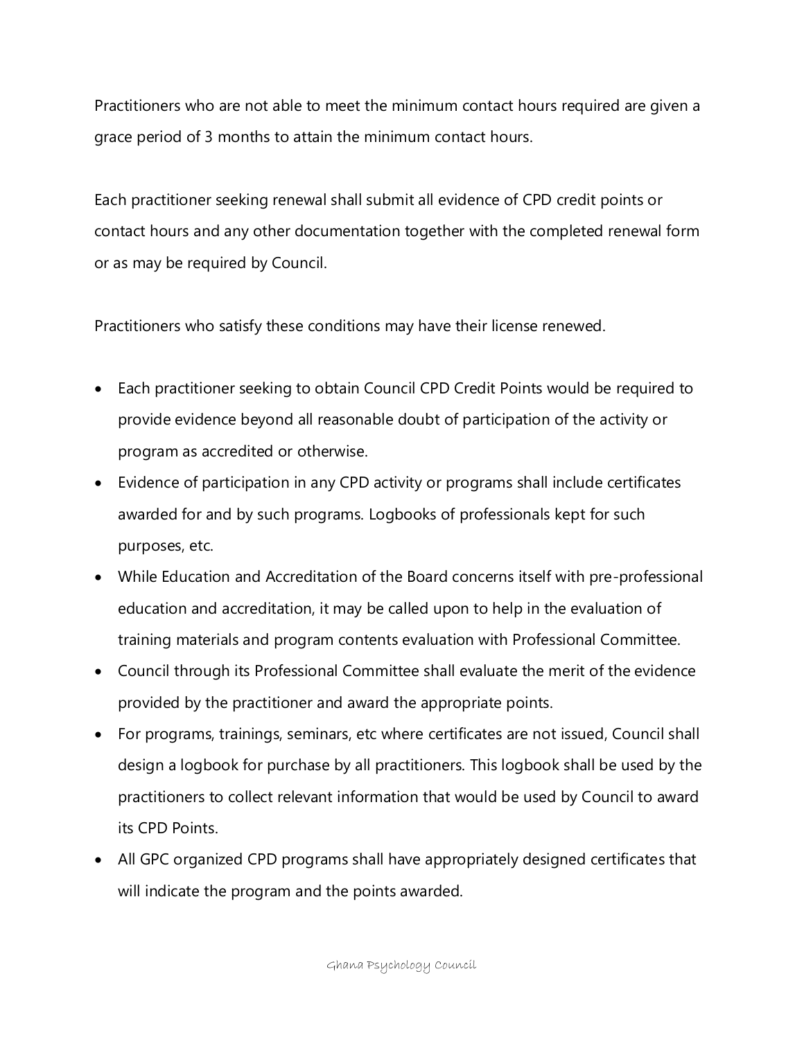Practitioners who are not able to meet the minimum contact hours required are given a grace period of 3 months to attain the minimum contact hours.

Each practitioner seeking renewal shall submit all evidence of CPD credit points or contact hours and any other documentation together with the completed renewal form or as may be required by Council.

Practitioners who satisfy these conditions may have their license renewed.

- Each practitioner seeking to obtain Council CPD Credit Points would be required to provide evidence beyond all reasonable doubt of participation of the activity or program as accredited or otherwise.
- Evidence of participation in any CPD activity or programs shall include certificates awarded for and by such programs. Logbooks of professionals kept for such purposes, etc.
- While Education and Accreditation of the Board concerns itself with pre-professional education and accreditation, it may be called upon to help in the evaluation of training materials and program contents evaluation with Professional Committee.
- Council through its Professional Committee shall evaluate the merit of the evidence provided by the practitioner and award the appropriate points.
- For programs, trainings, seminars, etc where certificates are not issued, Council shall design a logbook for purchase by all practitioners. This logbook shall be used by the practitioners to collect relevant information that would be used by Council to award its CPD Points.
- All GPC organized CPD programs shall have appropriately designed certificates that will indicate the program and the points awarded.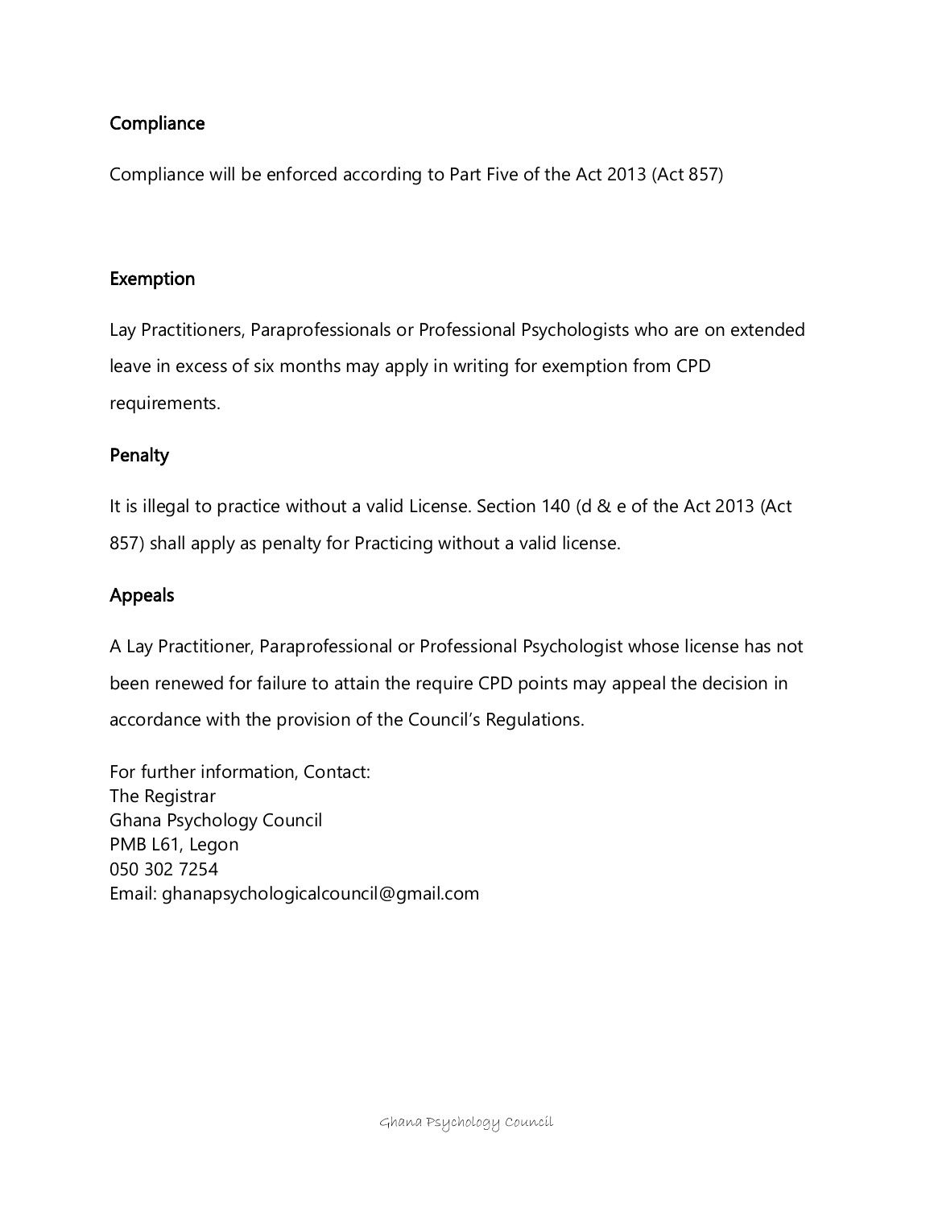## Compliance

Compliance will be enforced according to Part Five of the Act 2013 (Act 857)

## Exemption

Lay Practitioners, Paraprofessionals or Professional Psychologists who are on extended leave in excess of six months may apply in writing for exemption from CPD requirements.

## Penalty

It is illegal to practice without a valid License. Section 140 (d & e of the Act 2013 (Act 857) shall apply as penalty for Practicing without a valid license.

## Appeals

A Lay Practitioner, Paraprofessional or Professional Psychologist whose license has not been renewed for failure to attain the require CPD points may appeal the decision in accordance with the provision of the Council's Regulations.

For further information, Contact:
The Registrar
Ghana Psychology Council
PMB L61, Legon
050 302 7254
Email: ghanapsychologicalcouncil@gmail.com